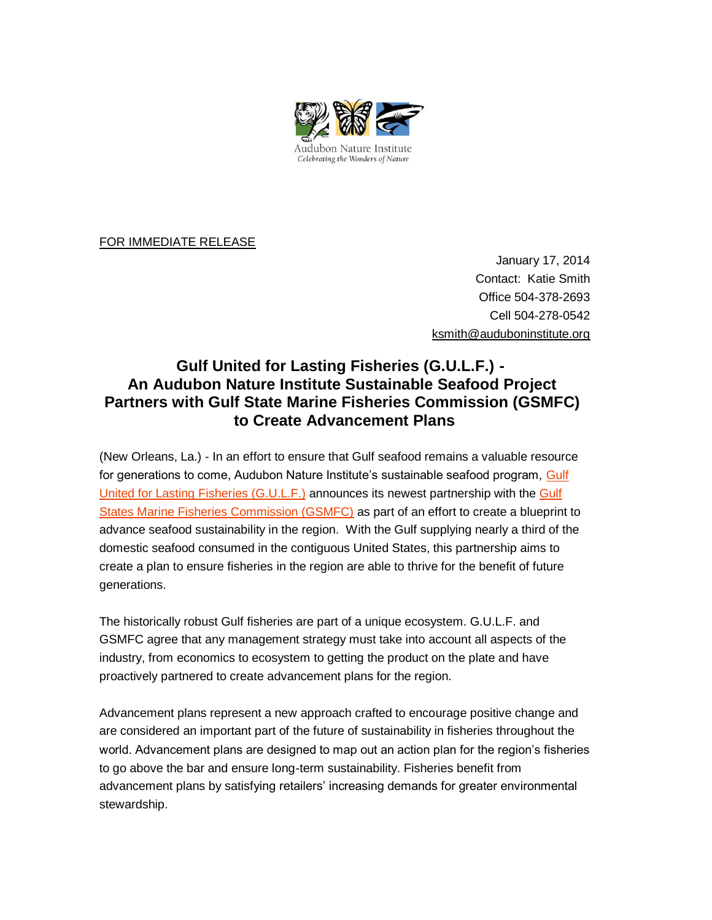Audubon Nature Institute
*Celebrating the Wonders of Nature*

FOR IMMEDIATE RELEASE

January 17, 2014
Contact: Katie Smith
Office 504-378-2693
Cell 504-278-0542
ksmith@auduboninstitute.org

# Gulf United for Lasting Fisheries (G.U.L.F.) - An Audubon Nature Institute Sustainable Seafood Project Partners with Gulf State Marine Fisheries Commission (GSMFC) to Create Advancement Plans

(New Orleans, La.) - In an effort to ensure that Gulf seafood remains a valuable resource for generations to come, Audubon Nature Institute's sustainable seafood program, Gulf United for Lasting Fisheries (G.U.L.F.) announces its newest partnership with the Gulf States Marine Fisheries Commission (GSMFC) as part of an effort to create a blueprint to advance seafood sustainability in the region. With the Gulf supplying nearly a third of the domestic seafood consumed in the contiguous United States, this partnership aims to create a plan to ensure fisheries in the region are able to thrive for the benefit of future generations.

The historically robust Gulf fisheries are part of a unique ecosystem. G.U.L.F. and GSMFC agree that any management strategy must take into account all aspects of the industry, from economics to ecosystem to getting the product on the plate and have proactively partnered to create advancement plans for the region.

Advancement plans represent a new approach crafted to encourage positive change and are considered an important part of the future of sustainability in fisheries throughout the world. Advancement plans are designed to map out an action plan for the region's fisheries to go above the bar and ensure long-term sustainability. Fisheries benefit from advancement plans by satisfying retailers' increasing demands for greater environmental stewardship.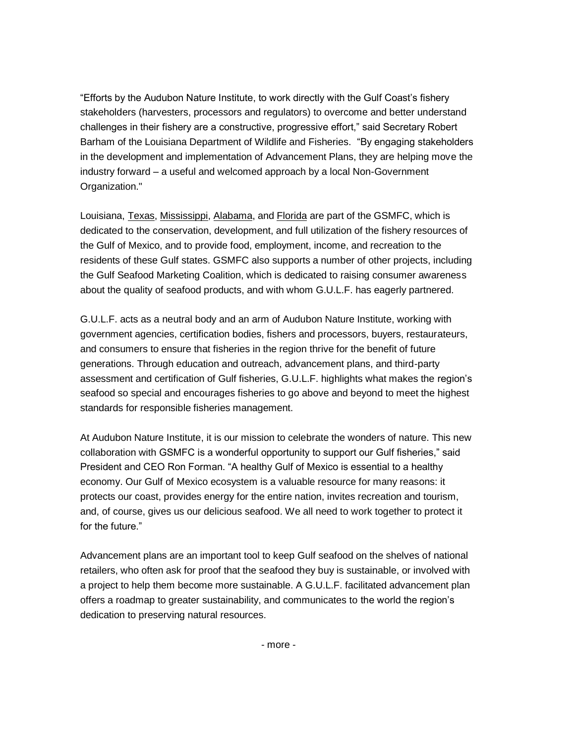"Efforts by the Audubon Nature Institute, to work directly with the Gulf Coast's fishery stakeholders (harvesters, processors and regulators) to overcome and better understand challenges in their fishery are a constructive, progressive effort," said Secretary Robert Barham of the Louisiana Department of Wildlife and Fisheries. "By engaging stakeholders in the development and implementation of Advancement Plans, they are helping move the industry forward – a useful and welcomed approach by a local Non-Government Organization."

Louisiana, Texas, Mississippi, Alabama, and Florida are part of the GSMFC, which is dedicated to the conservation, development, and full utilization of the fishery resources of the Gulf of Mexico, and to provide food, employment, income, and recreation to the residents of these Gulf states. GSMFC also supports a number of other projects, including the Gulf Seafood Marketing Coalition, which is dedicated to raising consumer awareness about the quality of seafood products, and with whom G.U.L.F. has eagerly partnered.

G.U.L.F. acts as a neutral body and an arm of Audubon Nature Institute, working with government agencies, certification bodies, fishers and processors, buyers, restaurateurs, and consumers to ensure that fisheries in the region thrive for the benefit of future generations. Through education and outreach, advancement plans, and third-party assessment and certification of Gulf fisheries, G.U.L.F. highlights what makes the region's seafood so special and encourages fisheries to go above and beyond to meet the highest standards for responsible fisheries management.

At Audubon Nature Institute, it is our mission to celebrate the wonders of nature. This new collaboration with GSMFC is a wonderful opportunity to support our Gulf fisheries," said President and CEO Ron Forman. "A healthy Gulf of Mexico is essential to a healthy economy. Our Gulf of Mexico ecosystem is a valuable resource for many reasons: it protects our coast, provides energy for the entire nation, invites recreation and tourism, and, of course, gives us our delicious seafood. We all need to work together to protect it for the future."

Advancement plans are an important tool to keep Gulf seafood on the shelves of national retailers, who often ask for proof that the seafood they buy is sustainable, or involved with a project to help them become more sustainable. A G.U.L.F. facilitated advancement plan offers a roadmap to greater sustainability, and communicates to the world the region's dedication to preserving natural resources.

- more -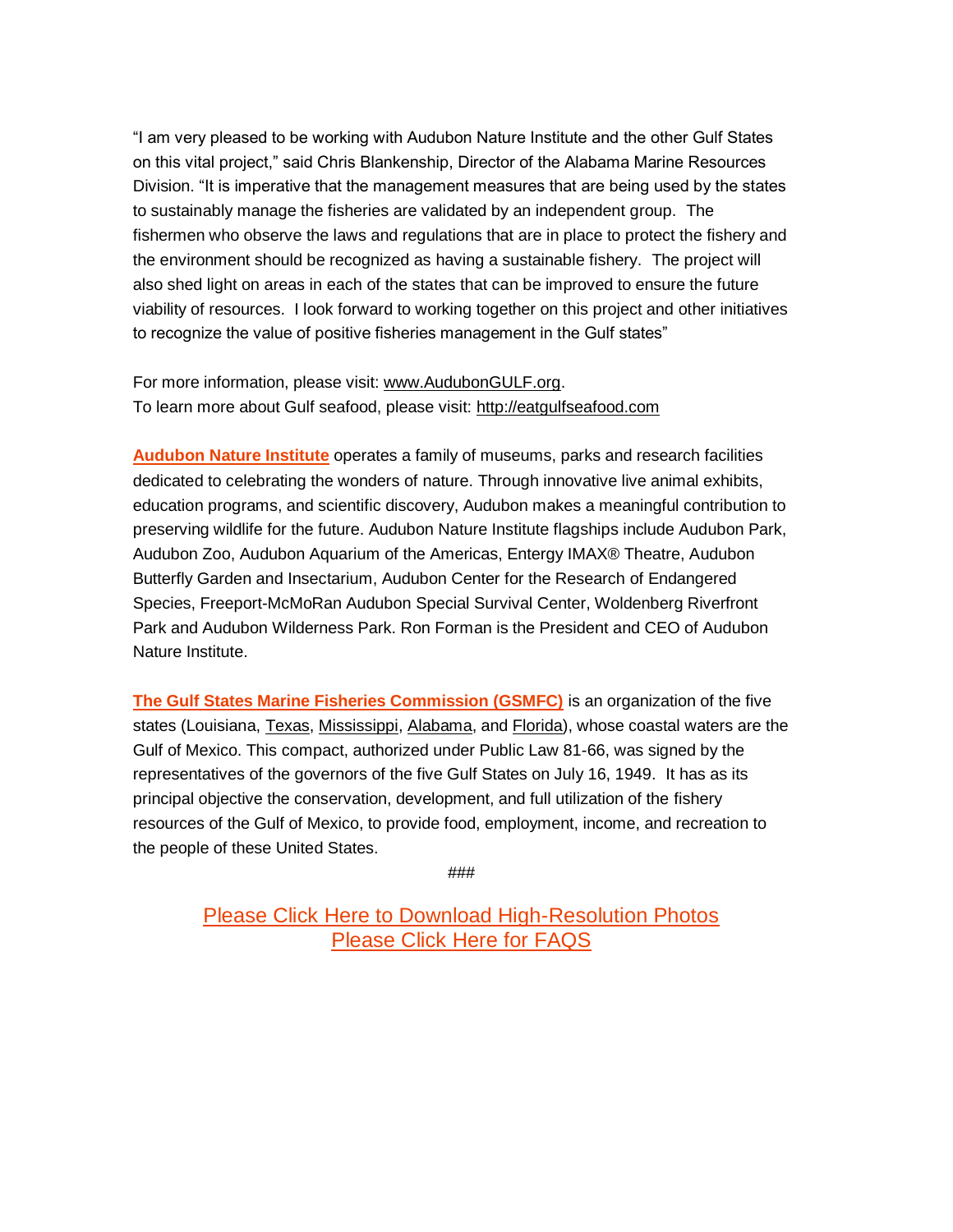"I am very pleased to be working with Audubon Nature Institute and the other Gulf States on this vital project," said Chris Blankenship, Director of the Alabama Marine Resources Division. "It is imperative that the management measures that are being used by the states to sustainably manage the fisheries are validated by an independent group. The fishermen who observe the laws and regulations that are in place to protect the fishery and the environment should be recognized as having a sustainable fishery. The project will also shed light on areas in each of the states that can be improved to ensure the future viability of resources. I look forward to working together on this project and other initiatives to recognize the value of positive fisheries management in the Gulf states"

For more information, please visit: www.AudubonGULF.org.
To learn more about Gulf seafood, please visit: http://eatgulfseafood.com

**Audubon Nature Institute** operates a family of museums, parks and research facilities dedicated to celebrating the wonders of nature. Through innovative live animal exhibits, education programs, and scientific discovery, Audubon makes a meaningful contribution to preserving wildlife for the future. Audubon Nature Institute flagships include Audubon Park, Audubon Zoo, Audubon Aquarium of the Americas, Entergy IMAX® Theatre, Audubon Butterfly Garden and Insectarium, Audubon Center for the Research of Endangered Species, Freeport-McMoRan Audubon Special Survival Center, Woldenberg Riverfront Park and Audubon Wilderness Park. Ron Forman is the President and CEO of Audubon Nature Institute.

**The Gulf States Marine Fisheries Commission (GSMFC)** is an organization of the five states (Louisiana, Texas, Mississippi, Alabama, and Florida), whose coastal waters are the Gulf of Mexico. This compact, authorized under Public Law 81-66, was signed by the representatives of the governors of the five Gulf States on July 16, 1949. It has as its principal objective the conservation, development, and full utilization of the fishery resources of the Gulf of Mexico, to provide food, employment, income, and recreation to the people of these United States.

###

Please Click Here to Download High-Resolution Photos
Please Click Here for FAQS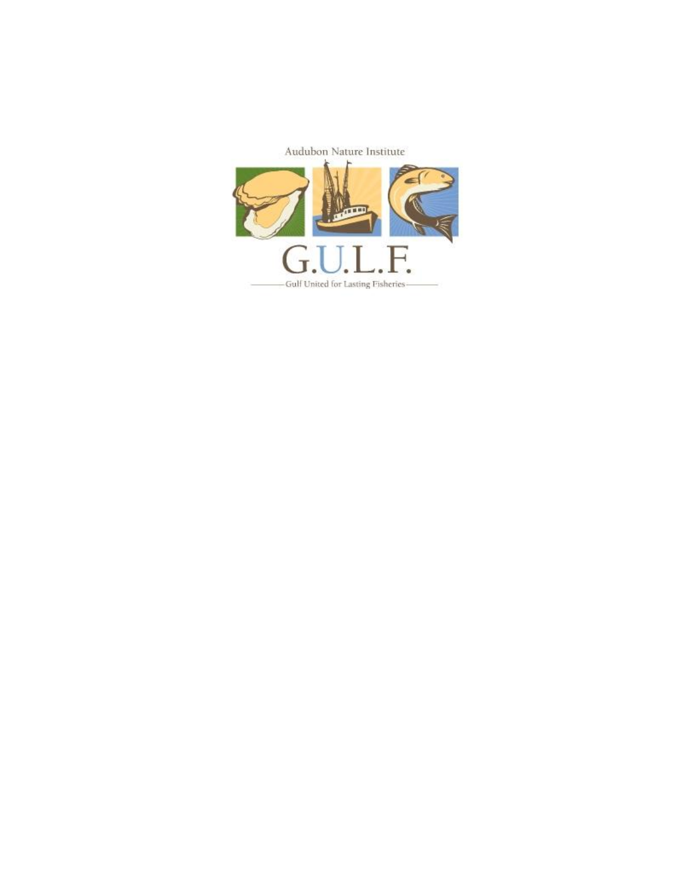Audubon Nature Institute

G.U.L.F.

Gulf United for Lasting Fisheries